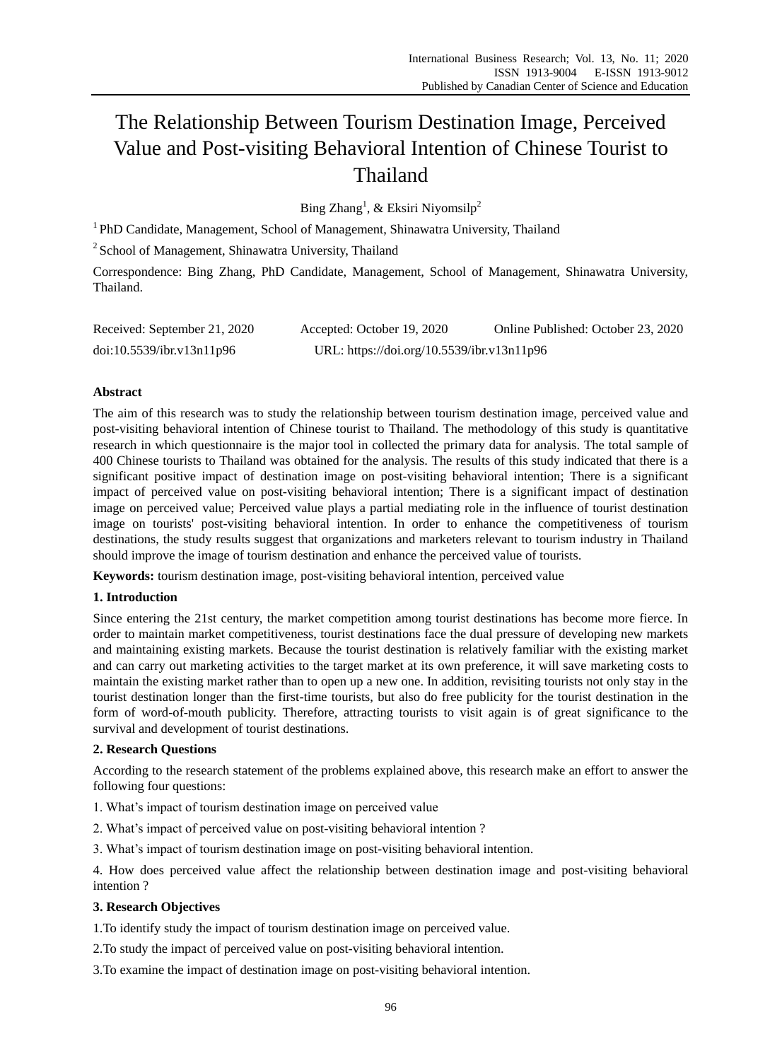# The Relationship Between Tourism Destination Image, Perceived Value and Post-visiting Behavioral Intention of Chinese Tourist to Thailand

Bing Zhang[1], & Eksiri Niyomsilp[2]

[1] PhD Candidate, Management, School of Management, Shinawatra University, Thailand

[2] School of Management, Shinawatra University, Thailand

Correspondence: Bing Zhang, PhD Candidate, Management, School of Management, Shinawatra University, Thailand.

Received: September 21, 2020 Accepted: October 19, 2020 Online Published: October 23, 2020

doi:10.5539/ibr.v13n11p96 URL: https://doi.org/10.5539/ibr.v13n11p96

**Abstract**

The aim of this research was to study the relationship between tourism destination image, perceived value and post-visiting behavioral intention of Chinese tourist to Thailand. The methodology of this study is quantitative research in which questionnaire is the major tool in collected the primary data for analysis. The total sample of 400 Chinese tourists to Thailand was obtained for the analysis. The results of this study indicated that there is a significant positive impact of destination image on post-visiting behavioral intention; There is a significant impact of perceived value on post-visiting behavioral intention; There is a significant impact of destination image on perceived value; Perceived value plays a partial mediating role in the influence of tourist destination image on tourists' post-visiting behavioral intention. In order to enhance the competitiveness of tourism destinations, the study results suggest that organizations and marketers relevant to tourism industry in Thailand should improve the image of tourism destination and enhance the perceived value of tourists.

**Keywords:** tourism destination image, post-visiting behavioral intention, perceived value

## 1. Introduction

Since entering the 21st century, the market competition among tourist destinations has become more fierce. In order to maintain market competitiveness, tourist destinations face the dual pressure of developing new markets and maintaining existing markets. Because the tourist destination is relatively familiar with the existing market and can carry out marketing activities to the target market at its own preference, it will save marketing costs to maintain the existing market rather than to open up a new one. In addition, revisiting tourists not only stay in the tourist destination longer than the first-time tourists, but also do free publicity for the tourist destination in the form of word-of-mouth publicity. Therefore, attracting tourists to visit again is of great significance to the survival and development of tourist destinations.

## 2. Research Questions

According to the research statement of the problems explained above, this research make an effort to answer the following four questions:

1. What's impact of tourism destination image on perceived value

2. What's impact of perceived value on post-visiting behavioral intention ?

3. What's impact of tourism destination image on post-visiting behavioral intention.

4. How does perceived value affect the relationship between destination image and post-visiting behavioral intention ?

## 3. Research Objectives

1.To identify study the impact of tourism destination image on perceived value.

2.To study the impact of perceived value on post-visiting behavioral intention.

3.To examine the impact of destination image on post-visiting behavioral intention.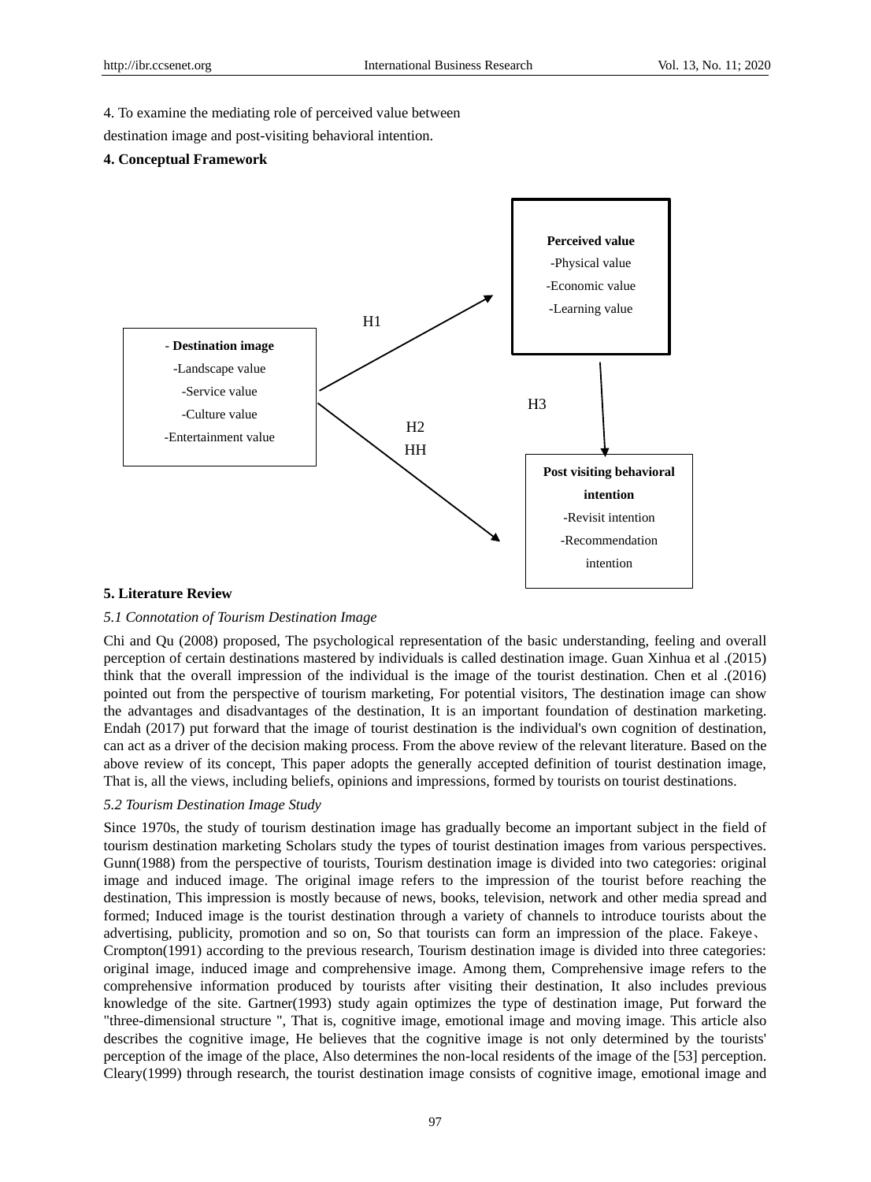4. To examine the mediating role of perceived value between destination image and post-visiting behavioral intention.

**4. Conceptual Framework**

**- Destination image**
-Landscape value
-Service value
-Culture value
-Entertainment value

H1

**Perceived value**
-Physical value
-Economic value
-Learning value

H3

H2
HH

**Post visiting behavioral intention**
-Revisit intention
-Recommendation intention

**5. Literature Review**

*5.1 Connotation of Tourism Destination Image*

Chi and Qu (2008) proposed, The psychological representation of the basic understanding, feeling and overall perception of certain destinations mastered by individuals is called destination image. Guan Xinhua et al .(2015) think that the overall impression of the individual is the image of the tourist destination. Chen et al .(2016) pointed out from the perspective of tourism marketing, For potential visitors, The destination image can show the advantages and disadvantages of the destination, It is an important foundation of destination marketing. Endah (2017) put forward that the image of tourist destination is the individual's own cognition of destination, can act as a driver of the decision making process. From the above review of the relevant literature. Based on the above review of its concept, This paper adopts the generally accepted definition of tourist destination image, That is, all the views, including beliefs, opinions and impressions, formed by tourists on tourist destinations.

*5.2 Tourism Destination Image Study*

Since 1970s, the study of tourism destination image has gradually become an important subject in the field of tourism destination marketing Scholars study the types of tourist destination images from various perspectives. Gunn(1988) from the perspective of tourists, Tourism destination image is divided into two categories: original image and induced image. The original image refers to the impression of the tourist before reaching the destination, This impression is mostly because of news, books, television, network and other media spread and formed; Induced image is the tourist destination through a variety of channels to introduce tourists about the advertising, publicity, promotion and so on, So that tourists can form an impression of the place. Fakeye、Crompton(1991) according to the previous research, Tourism destination image is divided into three categories: original image, induced image and comprehensive image. Among them, Comprehensive image refers to the comprehensive information produced by tourists after visiting their destination, It also includes previous knowledge of the site. Gartner(1993) study again optimizes the type of destination image, Put forward the "three-dimensional structure ", That is, cognitive image, emotional image and moving image. This article also describes the cognitive image, He believes that the cognitive image is not only determined by the tourists' perception of the image of the place, Also determines the non-local residents of the image of the [53] perception. Cleary(1999) through research, the tourist destination image consists of cognitive image, emotional image and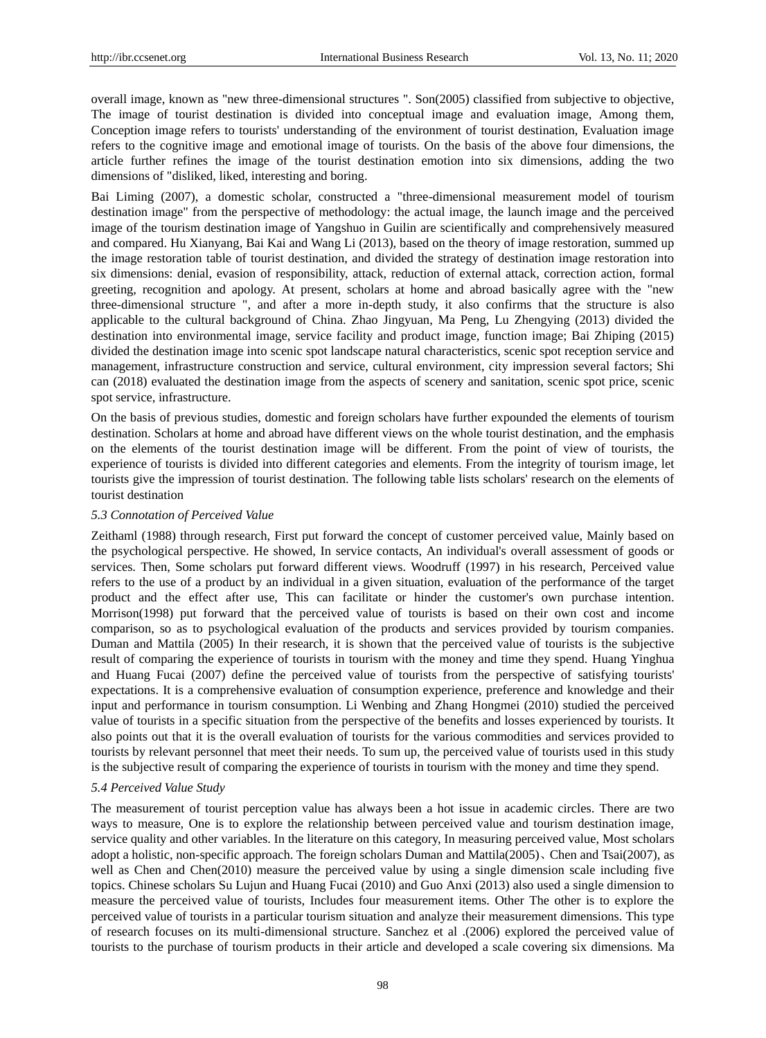overall image, known as "new three-dimensional structures ". Son(2005) classified from subjective to objective, The image of tourist destination is divided into conceptual image and evaluation image, Among them, Conception image refers to tourists' understanding of the environment of tourist destination, Evaluation image refers to the cognitive image and emotional image of tourists. On the basis of the above four dimensions, the article further refines the image of the tourist destination emotion into six dimensions, adding the two dimensions of "disliked, liked, interesting and boring.

Bai Liming (2007), a domestic scholar, constructed a "three-dimensional measurement model of tourism destination image" from the perspective of methodology: the actual image, the launch image and the perceived image of the tourism destination image of Yangshuo in Guilin are scientifically and comprehensively measured and compared. Hu Xianyang, Bai Kai and Wang Li (2013), based on the theory of image restoration, summed up the image restoration table of tourist destination, and divided the strategy of destination image restoration into six dimensions: denial, evasion of responsibility, attack, reduction of external attack, correction action, formal greeting, recognition and apology. At present, scholars at home and abroad basically agree with the "new three-dimensional structure ", and after a more in-depth study, it also confirms that the structure is also applicable to the cultural background of China. Zhao Jingyuan, Ma Peng, Lu Zhengying (2013) divided the destination into environmental image, service facility and product image, function image; Bai Zhiping (2015) divided the destination image into scenic spot landscape natural characteristics, scenic spot reception service and management, infrastructure construction and service, cultural environment, city impression several factors; Shi can (2018) evaluated the destination image from the aspects of scenery and sanitation, scenic spot price, scenic spot service, infrastructure.

On the basis of previous studies, domestic and foreign scholars have further expounded the elements of tourism destination. Scholars at home and abroad have different views on the whole tourist destination, and the emphasis on the elements of the tourist destination image will be different. From the point of view of tourists, the experience of tourists is divided into different categories and elements. From the integrity of tourism image, let tourists give the impression of tourist destination. The following table lists scholars' research on the elements of tourist destination

### *5.3 Connotation of Perceived Value*

Zeithaml (1988) through research, First put forward the concept of customer perceived value, Mainly based on the psychological perspective. He showed, In service contacts, An individual's overall assessment of goods or services. Then, Some scholars put forward different views. Woodruff (1997) in his research, Perceived value refers to the use of a product by an individual in a given situation, evaluation of the performance of the target product and the effect after use, This can facilitate or hinder the customer's own purchase intention. Morrison(1998) put forward that the perceived value of tourists is based on their own cost and income comparison, so as to psychological evaluation of the products and services provided by tourism companies. Duman and Mattila (2005) In their research, it is shown that the perceived value of tourists is the subjective result of comparing the experience of tourists in tourism with the money and time they spend. Huang Yinghua and Huang Fucai (2007) define the perceived value of tourists from the perspective of satisfying tourists' expectations. It is a comprehensive evaluation of consumption experience, preference and knowledge and their input and performance in tourism consumption. Li Wenbing and Zhang Hongmei (2010) studied the perceived value of tourists in a specific situation from the perspective of the benefits and losses experienced by tourists. It also points out that it is the overall evaluation of tourists for the various commodities and services provided to tourists by relevant personnel that meet their needs. To sum up, the perceived value of tourists used in this study is the subjective result of comparing the experience of tourists in tourism with the money and time they spend.

### *5.4 Perceived Value Study*

The measurement of tourist perception value has always been a hot issue in academic circles. There are two ways to measure, One is to explore the relationship between perceived value and tourism destination image, service quality and other variables. In the literature on this category, In measuring perceived value, Most scholars adopt a holistic, non-specific approach. The foreign scholars Duman and Mattila(2005)、Chen and Tsai(2007), as well as Chen and Chen(2010) measure the perceived value by using a single dimension scale including five topics. Chinese scholars Su Lujun and Huang Fucai (2010) and Guo Anxi (2013) also used a single dimension to measure the perceived value of tourists, Includes four measurement items. Other The other is to explore the perceived value of tourists in a particular tourism situation and analyze their measurement dimensions. This type of research focuses on its multi-dimensional structure. Sanchez et al .(2006) explored the perceived value of tourists to the purchase of tourism products in their article and developed a scale covering six dimensions. Ma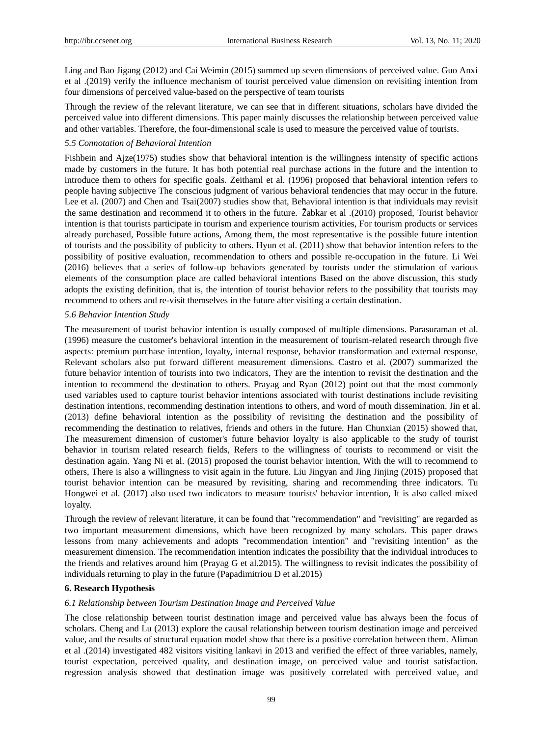Ling and Bao Jigang (2012) and Cai Weimin (2015) summed up seven dimensions of perceived value. Guo Anxi et al .(2019) verify the influence mechanism of tourist perceived value dimension on revisiting intention from four dimensions of perceived value-based on the perspective of team tourists

Through the review of the relevant literature, we can see that in different situations, scholars have divided the perceived value into different dimensions. This paper mainly discusses the relationship between perceived value and other variables. Therefore, the four-dimensional scale is used to measure the perceived value of tourists.

*5.5 Connotation of Behavioral Intention*

Fishbein and Ajze(1975) studies show that behavioral intention is the willingness intensity of specific actions made by customers in the future. It has both potential real purchase actions in the future and the intention to introduce them to others for specific goals. Zeithaml et al. (1996) proposed that behavioral intention refers to people having subjective The conscious judgment of various behavioral tendencies that may occur in the future. Lee et al. (2007) and Chen and Tsai(2007) studies show that, Behavioral intention is that individuals may revisit the same destination and recommend it to others in the future. Žabkar et al .(2010) proposed, Tourist behavior intention is that tourists participate in tourism and experience tourism activities, For tourism products or services already purchased, Possible future actions, Among them, the most representative is the possible future intention of tourists and the possibility of publicity to others. Hyun et al. (2011) show that behavior intention refers to the possibility of positive evaluation, recommendation to others and possible re-occupation in the future. Li Wei (2016) believes that a series of follow-up behaviors generated by tourists under the stimulation of various elements of the consumption place are called behavioral intentions Based on the above discussion, this study adopts the existing definition, that is, the intention of tourist behavior refers to the possibility that tourists may recommend to others and re-visit themselves in the future after visiting a certain destination.

*5.6 Behavior Intention Study*

The measurement of tourist behavior intention is usually composed of multiple dimensions. Parasuraman et al. (1996) measure the customer's behavioral intention in the measurement of tourism-related research through five aspects: premium purchase intention, loyalty, internal response, behavior transformation and external response, Relevant scholars also put forward different measurement dimensions. Castro et al. (2007) summarized the future behavior intention of tourists into two indicators, They are the intention to revisit the destination and the intention to recommend the destination to others. Prayag and Ryan (2012) point out that the most commonly used variables used to capture tourist behavior intentions associated with tourist destinations include revisiting destination intentions, recommending destination intentions to others, and word of mouth dissemination. Jin et al. (2013) define behavioral intention as the possibility of revisiting the destination and the possibility of recommending the destination to relatives, friends and others in the future. Han Chunxian (2015) showed that, The measurement dimension of customer's future behavior loyalty is also applicable to the study of tourist behavior in tourism related research fields, Refers to the willingness of tourists to recommend or visit the destination again. Yang Ni et al. (2015) proposed the tourist behavior intention, With the will to recommend to others, There is also a willingness to visit again in the future. Liu Jingyan and Jing Jinjing (2015) proposed that tourist behavior intention can be measured by revisiting, sharing and recommending three indicators. Tu Hongwei et al. (2017) also used two indicators to measure tourists' behavior intention, It is also called mixed loyalty.

Through the review of relevant literature, it can be found that "recommendation" and "revisiting" are regarded as two important measurement dimensions, which have been recognized by many scholars. This paper draws lessons from many achievements and adopts "recommendation intention" and "revisiting intention" as the measurement dimension. The recommendation intention indicates the possibility that the individual introduces to the friends and relatives around him (Prayag G et al.2015). The willingness to revisit indicates the possibility of individuals returning to play in the future (Papadimitriou D et al.2015)

**6. Research Hypothesis**

*6.1 Relationship between Tourism Destination Image and Perceived Value*

The close relationship between tourist destination image and perceived value has always been the focus of scholars. Cheng and Lu (2013) explore the causal relationship between tourism destination image and perceived value, and the results of structural equation model show that there is a positive correlation between them. Aliman et al .(2014) investigated 482 visitors visiting lankavi in 2013 and verified the effect of three variables, namely, tourist expectation, perceived quality, and destination image, on perceived value and tourist satisfaction. regression analysis showed that destination image was positively correlated with perceived value, and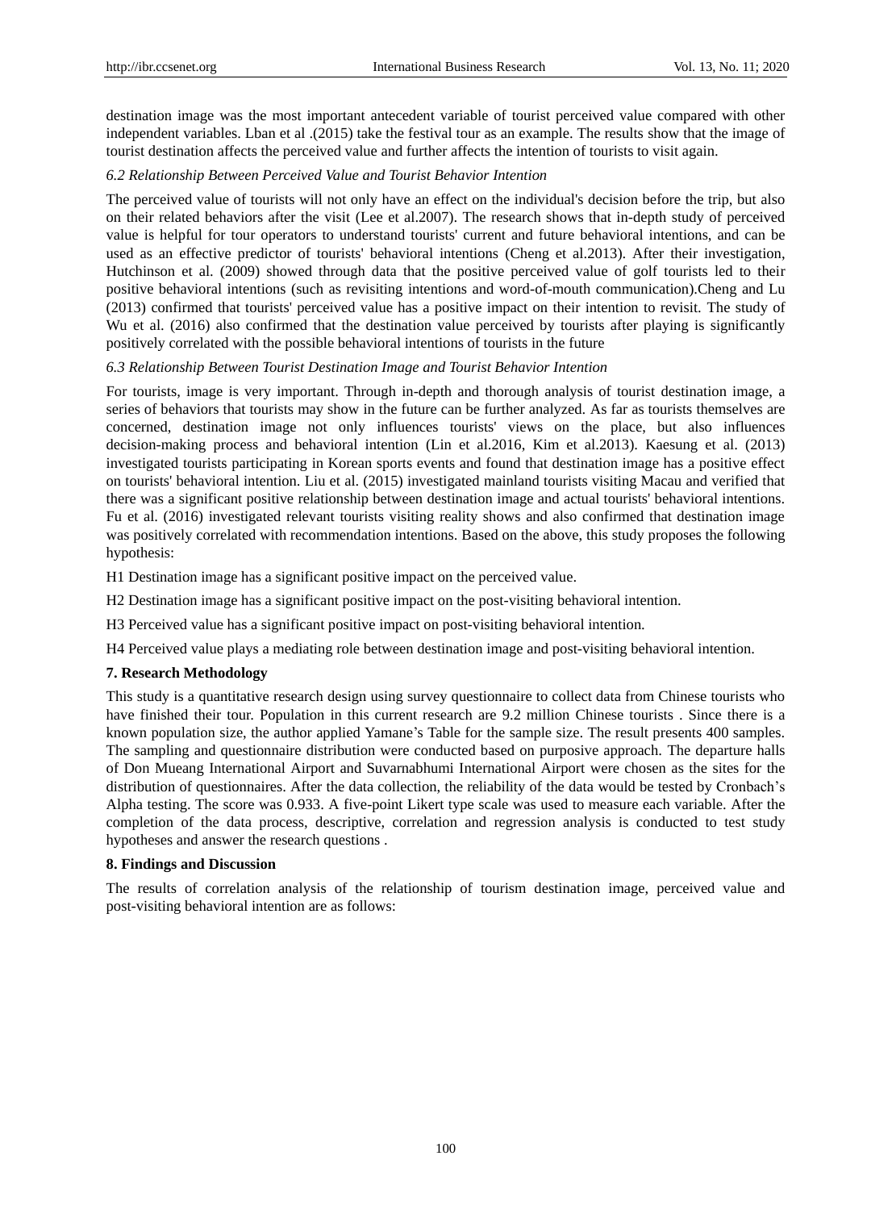destination image was the most important antecedent variable of tourist perceived value compared with other independent variables. Lban et al .(2015) take the festival tour as an example. The results show that the image of tourist destination affects the perceived value and further affects the intention of tourists to visit again.

### *6.2 Relationship Between Perceived Value and Tourist Behavior Intention*

The perceived value of tourists will not only have an effect on the individual's decision before the trip, but also on their related behaviors after the visit (Lee et al.2007). The research shows that in-depth study of perceived value is helpful for tour operators to understand tourists' current and future behavioral intentions, and can be used as an effective predictor of tourists' behavioral intentions (Cheng et al.2013). After their investigation, Hutchinson et al. (2009) showed through data that the positive perceived value of golf tourists led to their positive behavioral intentions (such as revisiting intentions and word-of-mouth communication).Cheng and Lu (2013) confirmed that tourists' perceived value has a positive impact on their intention to revisit. The study of Wu et al. (2016) also confirmed that the destination value perceived by tourists after playing is significantly positively correlated with the possible behavioral intentions of tourists in the future

### *6.3 Relationship Between Tourist Destination Image and Tourist Behavior Intention*

For tourists, image is very important. Through in-depth and thorough analysis of tourist destination image, a series of behaviors that tourists may show in the future can be further analyzed. As far as tourists themselves are concerned, destination image not only influences tourists' views on the place, but also influences decision-making process and behavioral intention (Lin et al.2016, Kim et al.2013). Kaesung et al. (2013) investigated tourists participating in Korean sports events and found that destination image has a positive effect on tourists' behavioral intention. Liu et al. (2015) investigated mainland tourists visiting Macau and verified that there was a significant positive relationship between destination image and actual tourists' behavioral intentions. Fu et al. (2016) investigated relevant tourists visiting reality shows and also confirmed that destination image was positively correlated with recommendation intentions. Based on the above, this study proposes the following hypothesis:

H1 Destination image has a significant positive impact on the perceived value.

H2 Destination image has a significant positive impact on the post-visiting behavioral intention.

H3 Perceived value has a significant positive impact on post-visiting behavioral intention.

H4 Perceived value plays a mediating role between destination image and post-visiting behavioral intention.

## 7. Research Methodology

This study is a quantitative research design using survey questionnaire to collect data from Chinese tourists who have finished their tour. Population in this current research are 9.2 million Chinese tourists . Since there is a known population size, the author applied Yamane’s Table for the sample size. The result presents 400 samples. The sampling and questionnaire distribution were conducted based on purposive approach. The departure halls of Don Mueang International Airport and Suvarnabhumi International Airport were chosen as the sites for the distribution of questionnaires. After the data collection, the reliability of the data would be tested by Cronbach’s Alpha testing. The score was 0.933. A five-point Likert type scale was used to measure each variable. After the completion of the data process, descriptive, correlation and regression analysis is conducted to test study hypotheses and answer the research questions .

## 8. Findings and Discussion

The results of correlation analysis of the relationship of tourism destination image, perceived value and post-visiting behavioral intention are as follows: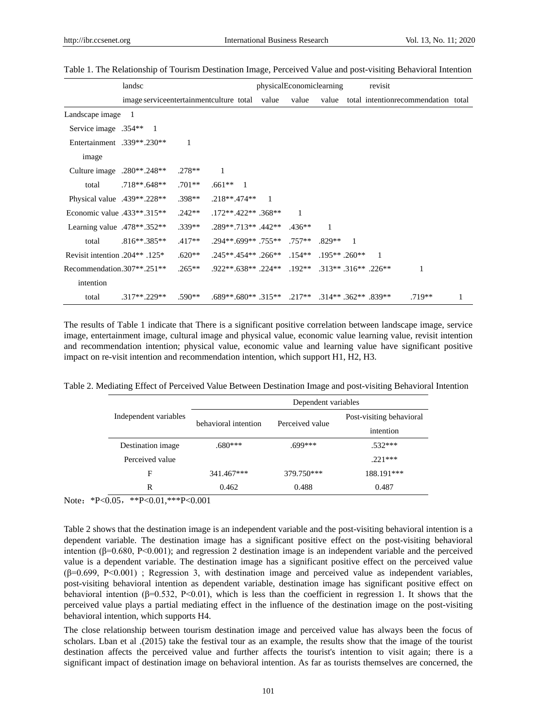Table 1. The Relationship of Tourism Destination Image, Perceived Value and post-visiting Behavioral Intention

| | landsc image | service | entertainment | culture | total | physical value | Economic value | learning value | total | revisit intention | recommendation | total |
|---|---|---|---|---|---|---|---|---|---|---|---|---|
| Landscape image | 1 | | | | | | | | | | | |
| Service image | .354** | 1 | | | | | | | | | | |
| Entertainment image | .339** | .230** | 1 | | | | | | | | | |
| Culture image | .280** | .248** | .278** | 1 | | | | | | | | |
| total | .718** | .648** | .701** | .661** | 1 | | | | | | | |
| Physical value | .439** | .228** | .398** | .218** | .474** | 1 | | | | | | |
| Economic value | .433** | .315** | .242** | .172** | .422** | .368** | 1 | | | | | |
| Learning value | .478** | .352** | .339** | .289** | .713** | .442** | .436** | 1 | | | | |
| total | .816** | .385** | .417** | .294** | .699** | .755** | .757** | .829** | 1 | | | |
| Revisit intention | .204** | .125* | .620** | .245** | .454** | .266** | .154** | .195** | .260** | 1 | | |
| Recommendation intention | .307** | .251** | .265** | .922** | .638** | .224** | .192** | .313** | .316** | .226** | 1 | |
| total | .317** | .229** | .590** | .689** | .680** | .315** | .217** | .314** | .362** | .839** | .719** | 1 |

The results of Table 1 indicate that There is a significant positive correlation between landscape image, service image, entertainment image, cultural image and physical value, economic value learning value, revisit intention and recommendation intention; physical value, economic value and learning value have significant positive impact on re-visit intention and recommendation intention, which support H1, H2, H3.

Table 2. Mediating Effect of Perceived Value Between Destination Image and post-visiting Behavioral Intention

| Independent variables | Dependent variables | | |
|---|---|---|---|
| | behavioral intention | Perceived value | Post-visiting behavioral intention |
| Destination image | .680*** | .699*** | .532*** |
| Perceived value | | | .221*** |
| F | 341.467*** | 379.750*** | 188.191*** |
| R | 0.462 | 0.488 | 0.487 |

Note：*P<0.05，**P<0.01,***P<0.001

Table 2 shows that the destination image is an independent variable and the post-visiting behavioral intention is a dependent variable. The destination image has a significant positive effect on the post-visiting behavioral intention (β=0.680, P<0.001); and regression 2 destination image is an independent variable and the perceived value is a dependent variable. The destination image has a significant positive effect on the perceived value (β=0.699, P<0.001) ; Regression 3, with destination image and perceived value as independent variables, post-visiting behavioral intention as dependent variable, destination image has significant positive effect on behavioral intention (β=0.532, P<0.01), which is less than the coefficient in regression 1. It shows that the perceived value plays a partial mediating effect in the influence of the destination image on the post-visiting behavioral intention, which supports H4.

The close relationship between tourism destination image and perceived value has always been the focus of scholars. Lban et al .(2015) take the festival tour as an example, the results show that the image of the tourist destination affects the perceived value and further affects the tourist's intention to visit again; there is a significant impact of destination image on behavioral intention. As far as tourists themselves are concerned, the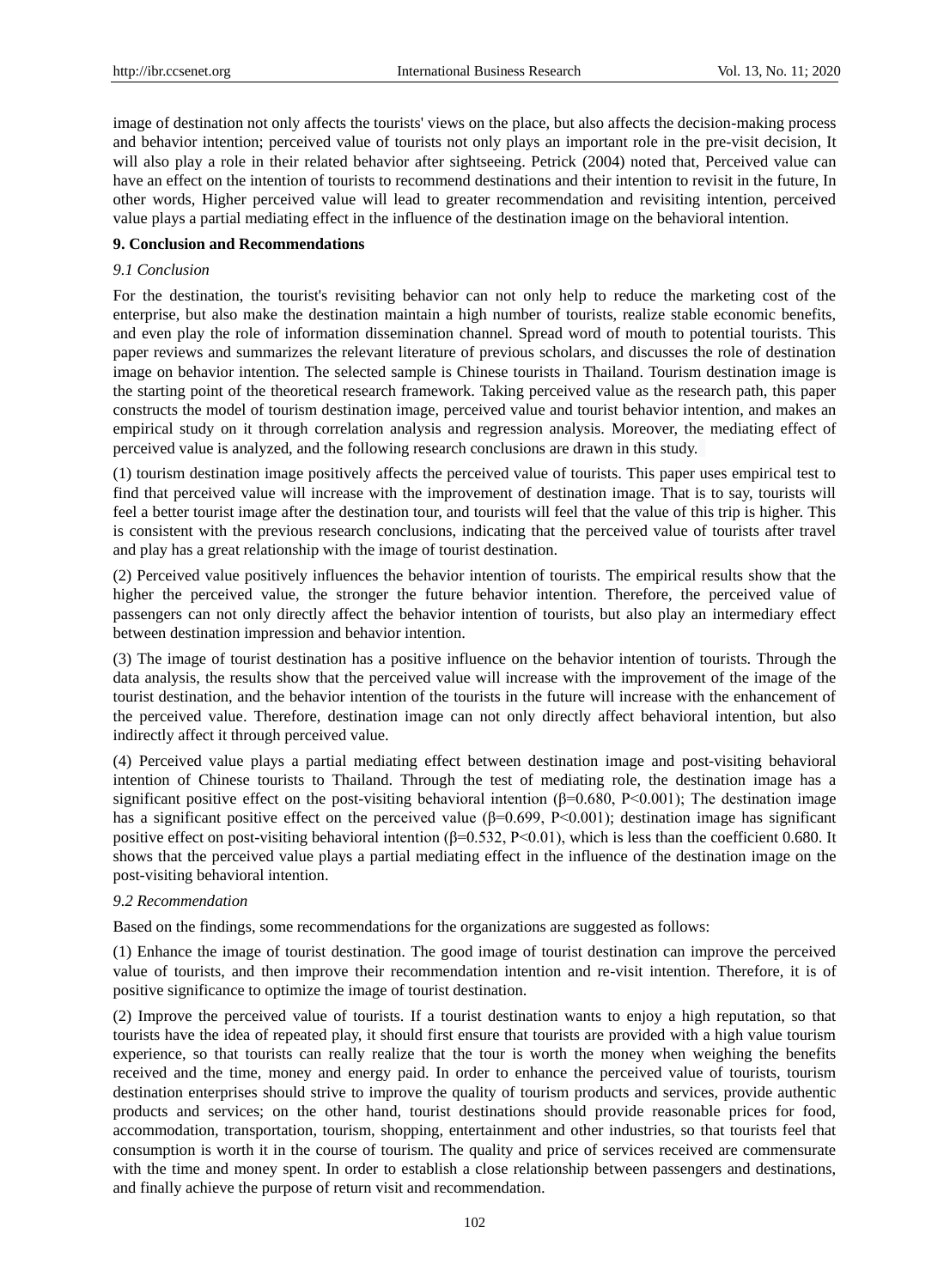image of destination not only affects the tourists' views on the place, but also affects the decision-making process and behavior intention; perceived value of tourists not only plays an important role in the pre-visit decision, It will also play a role in their related behavior after sightseeing. Petrick (2004) noted that, Perceived value can have an effect on the intention of tourists to recommend destinations and their intention to revisit in the future, In other words, Higher perceived value will lead to greater recommendation and revisiting intention, perceived value plays a partial mediating effect in the influence of the destination image on the behavioral intention.

## 9. Conclusion and Recommendations

### *9.1 Conclusion*

For the destination, the tourist's revisiting behavior can not only help to reduce the marketing cost of the enterprise, but also make the destination maintain a high number of tourists, realize stable economic benefits, and even play the role of information dissemination channel. Spread word of mouth to potential tourists. This paper reviews and summarizes the relevant literature of previous scholars, and discusses the role of destination image on behavior intention. The selected sample is Chinese tourists in Thailand. Tourism destination image is the starting point of the theoretical research framework. Taking perceived value as the research path, this paper constructs the model of tourism destination image, perceived value and tourist behavior intention, and makes an empirical study on it through correlation analysis and regression analysis. Moreover, the mediating effect of perceived value is analyzed, and the following research conclusions are drawn in this study.

(1) tourism destination image positively affects the perceived value of tourists. This paper uses empirical test to find that perceived value will increase with the improvement of destination image. That is to say, tourists will feel a better tourist image after the destination tour, and tourists will feel that the value of this trip is higher. This is consistent with the previous research conclusions, indicating that the perceived value of tourists after travel and play has a great relationship with the image of tourist destination.

(2) Perceived value positively influences the behavior intention of tourists. The empirical results show that the higher the perceived value, the stronger the future behavior intention. Therefore, the perceived value of passengers can not only directly affect the behavior intention of tourists, but also play an intermediary effect between destination impression and behavior intention.

(3) The image of tourist destination has a positive influence on the behavior intention of tourists. Through the data analysis, the results show that the perceived value will increase with the improvement of the image of the tourist destination, and the behavior intention of the tourists in the future will increase with the enhancement of the perceived value. Therefore, destination image can not only directly affect behavioral intention, but also indirectly affect it through perceived value.

(4) Perceived value plays a partial mediating effect between destination image and post-visiting behavioral intention of Chinese tourists to Thailand. Through the test of mediating role, the destination image has a significant positive effect on the post-visiting behavioral intention ($\beta$=0.680, $P<0.001$); The destination image has a significant positive effect on the perceived value ($\beta$=0.699, $P<0.001$); destination image has significant positive effect on post-visiting behavioral intention ($\beta$=0.532, $P<0.01$), which is less than the coefficient 0.680. It shows that the perceived value plays a partial mediating effect in the influence of the destination image on the post-visiting behavioral intention.

### *9.2 Recommendation*

Based on the findings, some recommendations for the organizations are suggested as follows:

(1) Enhance the image of tourist destination. The good image of tourist destination can improve the perceived value of tourists, and then improve their recommendation intention and re-visit intention. Therefore, it is of positive significance to optimize the image of tourist destination.

(2) Improve the perceived value of tourists. If a tourist destination wants to enjoy a high reputation, so that tourists have the idea of repeated play, it should first ensure that tourists are provided with a high value tourism experience, so that tourists can really realize that the tour is worth the money when weighing the benefits received and the time, money and energy paid. In order to enhance the perceived value of tourists, tourism destination enterprises should strive to improve the quality of tourism products and services, provide authentic products and services; on the other hand, tourist destinations should provide reasonable prices for food, accommodation, transportation, tourism, shopping, entertainment and other industries, so that tourists feel that consumption is worth it in the course of tourism. The quality and price of services received are commensurate with the time and money spent. In order to establish a close relationship between passengers and destinations, and finally achieve the purpose of return visit and recommendation.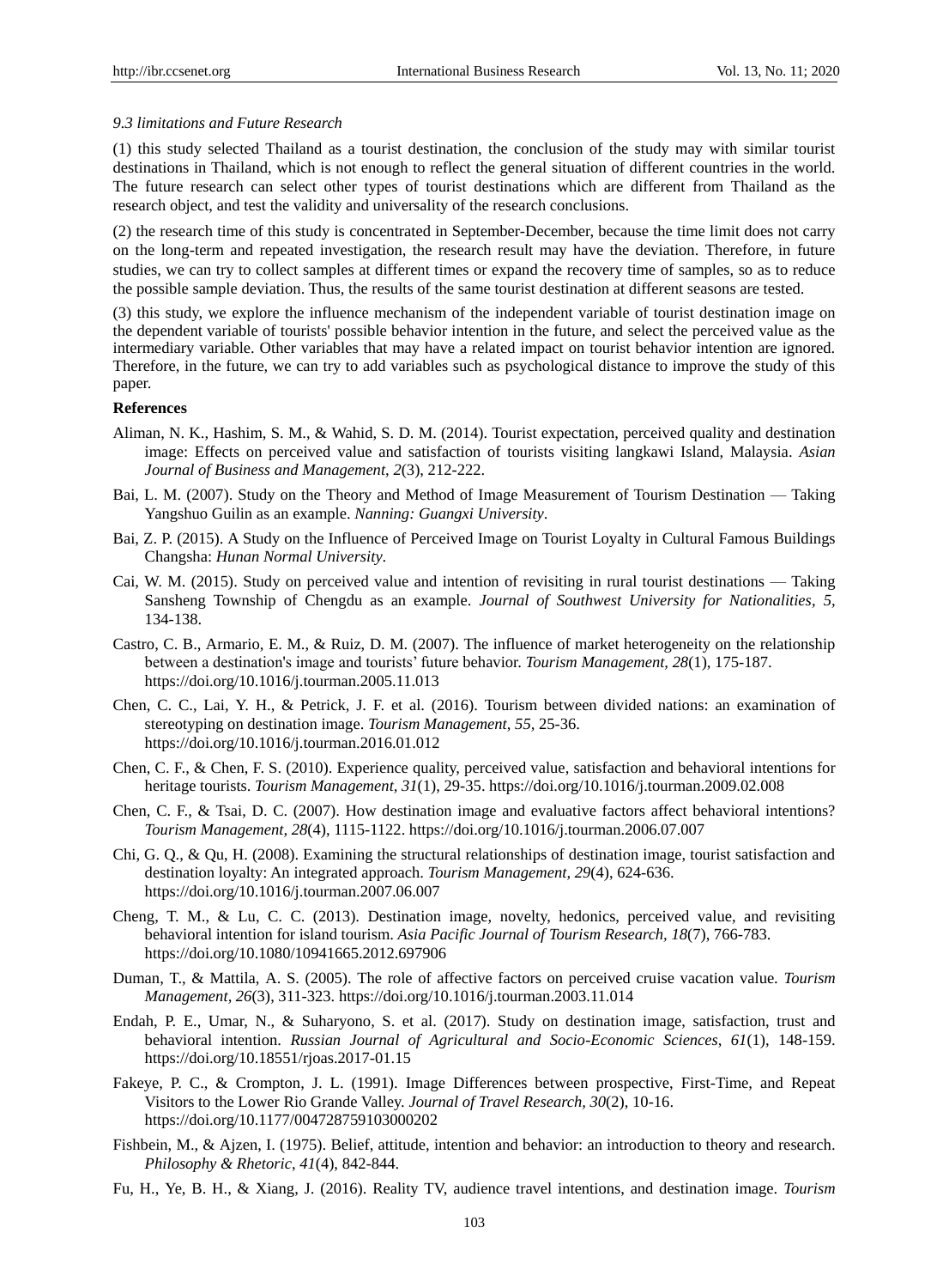### *9.3 limitations and Future Research*

(1) this study selected Thailand as a tourist destination, the conclusion of the study may with similar tourist destinations in Thailand, which is not enough to reflect the general situation of different countries in the world. The future research can select other types of tourist destinations which are different from Thailand as the research object, and test the validity and universality of the research conclusions.

(2) the research time of this study is concentrated in September-December, because the time limit does not carry on the long-term and repeated investigation, the research result may have the deviation. Therefore, in future studies, we can try to collect samples at different times or expand the recovery time of samples, so as to reduce the possible sample deviation. Thus, the results of the same tourist destination at different seasons are tested.

(3) this study, we explore the influence mechanism of the independent variable of tourist destination image on the dependent variable of tourists' possible behavior intention in the future, and select the perceived value as the intermediary variable. Other variables that may have a related impact on tourist behavior intention are ignored. Therefore, in the future, we can try to add variables such as psychological distance to improve the study of this paper.

**References**

Aliman, N. K., Hashim, S. M., & Wahid, S. D. M. (2014). Tourist expectation, perceived quality and destination image: Effects on perceived value and satisfaction of tourists visiting langkawi Island, Malaysia. *Asian Journal of Business and Management, 2*(3), 212-222.

Bai, L. M. (2007). Study on the Theory and Method of Image Measurement of Tourism Destination — Taking Yangshuo Guilin as an example. *Nanning: Guangxi University*.

Bai, Z. P. (2015). A Study on the Influence of Perceived Image on Tourist Loyalty in Cultural Famous Buildings Changsha: *Hunan Normal University*.

Cai, W. M. (2015). Study on perceived value and intention of revisiting in rural tourist destinations — Taking Sansheng Township of Chengdu as an example. *Journal of Southwest University for Nationalities*, *5*, 134-138.

Castro, C. B., Armario, E. M., & Ruiz, D. M. (2007). The influence of market heterogeneity on the relationship between a destination's image and tourists' future behavior. *Tourism Management, 28*(1), 175-187. https://doi.org/10.1016/j.tourman.2005.11.013

Chen, C. C., Lai, Y. H., & Petrick, J. F. et al. (2016). Tourism between divided nations: an examination of stereotyping on destination image. *Tourism Management*, *55*, 25-36. https://doi.org/10.1016/j.tourman.2016.01.012

Chen, C. F., & Chen, F. S. (2010). Experience quality, perceived value, satisfaction and behavioral intentions for heritage tourists. *Tourism Management, 31*(1), 29-35. https://doi.org/10.1016/j.tourman.2009.02.008

Chen, C. F., & Tsai, D. C. (2007). How destination image and evaluative factors affect behavioral intentions? *Tourism Management, 28*(4), 1115-1122. https://doi.org/10.1016/j.tourman.2006.07.007

Chi, G. Q., & Qu, H. (2008). Examining the structural relationships of destination image, tourist satisfaction and destination loyalty: An integrated approach. *Tourism Management, 29*(4), 624-636. https://doi.org/10.1016/j.tourman.2007.06.007

Cheng, T. M., & Lu, C. C. (2013). Destination image, novelty, hedonics, perceived value, and revisiting behavioral intention for island tourism. *Asia Pacific Journal of Tourism Research, 18*(7), 766-783. https://doi.org/10.1080/10941665.2012.697906

Duman, T., & Mattila, A. S. (2005). The role of affective factors on perceived cruise vacation value. *Tourism Management, 26*(3), 311-323. https://doi.org/10.1016/j.tourman.2003.11.014

Endah, P. E., Umar, N., & Suharyono, S. et al. (2017). Study on destination image, satisfaction, trust and behavioral intention. *Russian Journal of Agricultural and Socio-Economic Sciences*, *61*(1), 148-159. https://doi.org/10.18551/rjoas.2017-01.15

Fakeye, P. C., & Crompton, J. L. (1991). Image Differences between prospective, First-Time, and Repeat Visitors to the Lower Rio Grande Valley. *Journal of Travel Research, 30*(2), 10-16. https://doi.org/10.1177/004728759103000202

Fishbein, M., & Ajzen, I. (1975). Belief, attitude, intention and behavior: an introduction to theory and research. *Philosophy & Rhetoric*, *41*(4), 842-844.

Fu, H., Ye, B. H., & Xiang, J. (2016). Reality TV, audience travel intentions, and destination image. *Tourism*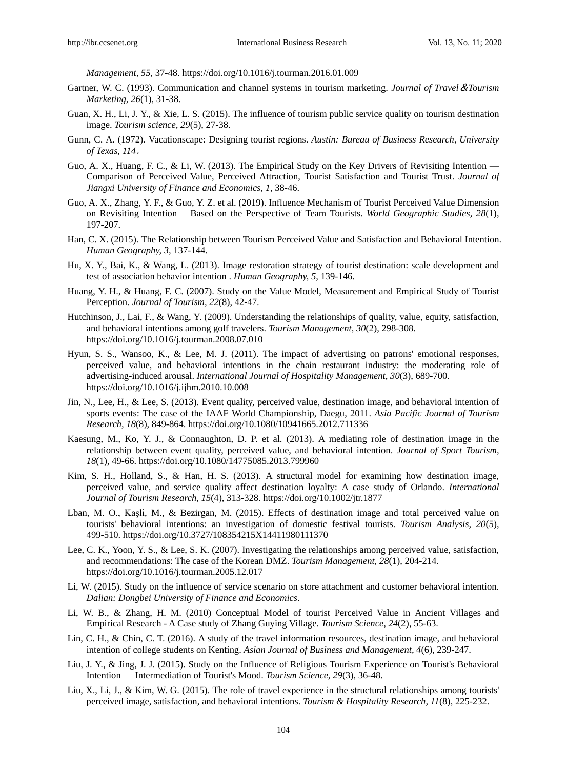*Management, 55,* 37-48. https://doi.org/10.1016/j.tourman.2016.01.009

Gartner, W. C. (1993). Communication and channel systems in tourism marketing. *Journal of Travel＆Tourism Marketing, 26*(1), 31-38.

Guan, X. H., Li, J. Y., & Xie, L. S. (2015). The influence of tourism public service quality on tourism destination image. *Tourism science, 29*(5), 27-38.

Gunn, C. A. (1972). Vacationscape: Designing tourist regions. *Austin: Bureau of Business Research, University of Texas, 114*.

Guo, A. X., Huang, F. C., & Li, W. (2013). The Empirical Study on the Key Drivers of Revisiting Intention — Comparison of Perceived Value, Perceived Attraction, Tourist Satisfaction and Tourist Trust. *Journal of Jiangxi University of Finance and Economics, 1,* 38-46.

Guo, A. X., Zhang, Y. F., & Guo, Y. Z. et al. (2019). Influence Mechanism of Tourist Perceived Value Dimension on Revisiting Intention —Based on the Perspective of Team Tourists. *World Geographic Studies, 28*(1), 197-207.

Han, C. X. (2015). The Relationship between Tourism Perceived Value and Satisfaction and Behavioral Intention. *Human Geography, 3,* 137-144.

Hu, X. Y., Bai, K., & Wang, L. (2013). Image restoration strategy of tourist destination: scale development and test of association behavior intention . *Human Geography, 5,* 139-146.

Huang, Y. H., & Huang, F. C. (2007). Study on the Value Model, Measurement and Empirical Study of Tourist Perception. *Journal of Tourism, 22*(8), 42-47.

Hutchinson, J., Lai, F., & Wang, Y. (2009). Understanding the relationships of quality, value, equity, satisfaction, and behavioral intentions among golf travelers. *Tourism Management, 30*(2), 298-308. https://doi.org/10.1016/j.tourman.2008.07.010

Hyun, S. S., Wansoo, K., & Lee, M. J. (2011). The impact of advertising on patrons' emotional responses, perceived value, and behavioral intentions in the chain restaurant industry: the moderating role of advertising-induced arousal. *International Journal of Hospitality Management, 30*(3), 689-700. https://doi.org/10.1016/j.ijhm.2010.10.008

Jin, N., Lee, H., & Lee, S. (2013). Event quality, perceived value, destination image, and behavioral intention of sports events: The case of the IAAF World Championship, Daegu, 2011. *Asia Pacific Journal of Tourism Research, 18*(8), 849-864. https://doi.org/10.1080/10941665.2012.711336

Kaesung, M., Ko, Y. J., & Connaughton, D. P. et al. (2013). A mediating role of destination image in the relationship between event quality, perceived value, and behavioral intention. *Journal of Sport Tourism, 18*(1), 49-66. https://doi.org/10.1080/14775085.2013.799960

Kim, S. H., Holland, S., & Han, H. S. (2013). A structural model for examining how destination image, perceived value, and service quality affect destination loyalty: A case study of Orlando. *International Journal of Tourism Research, 15*(4), 313-328. https://doi.org/10.1002/jtr.1877

Lban, M. O., Kaşli, M., & Bezirgan, M. (2015). Effects of destination image and total perceived value on tourists' behavioral intentions: an investigation of domestic festival tourists. *Tourism Analysis, 20*(5), 499-510. https://doi.org/10.3727/108354215X14411980111370

Lee, C. K., Yoon, Y. S., & Lee, S. K. (2007). Investigating the relationships among perceived value, satisfaction, and recommendations: The case of the Korean DMZ. *Tourism Management, 28*(1), 204-214. https://doi.org/10.1016/j.tourman.2005.12.017

Li, W. (2015). Study on the influence of service scenario on store attachment and customer behavioral intention. *Dalian: Dongbei University of Finance and Economics*.

Li, W. B., & Zhang, H. M. (2010) Conceptual Model of tourist Perceived Value in Ancient Villages and Empirical Research - A Case study of Zhang Guying Village. *Tourism Science, 24*(2), 55-63.

Lin, C. H., & Chin, C. T. (2016). A study of the travel information resources, destination image, and behavioral intention of college students on Kenting. *Asian Journal of Business and Management, 4*(6), 239-247.

Liu, J. Y., & Jing, J. J. (2015). Study on the Influence of Religious Tourism Experience on Tourist's Behavioral Intention — Intermediation of Tourist's Mood. *Tourism Science, 29*(3), 36-48.

Liu, X., Li, J., & Kim, W. G. (2015). The role of travel experience in the structural relationships among tourists' perceived image, satisfaction, and behavioral intentions. *Tourism & Hospitality Research, 11*(8), 225-232.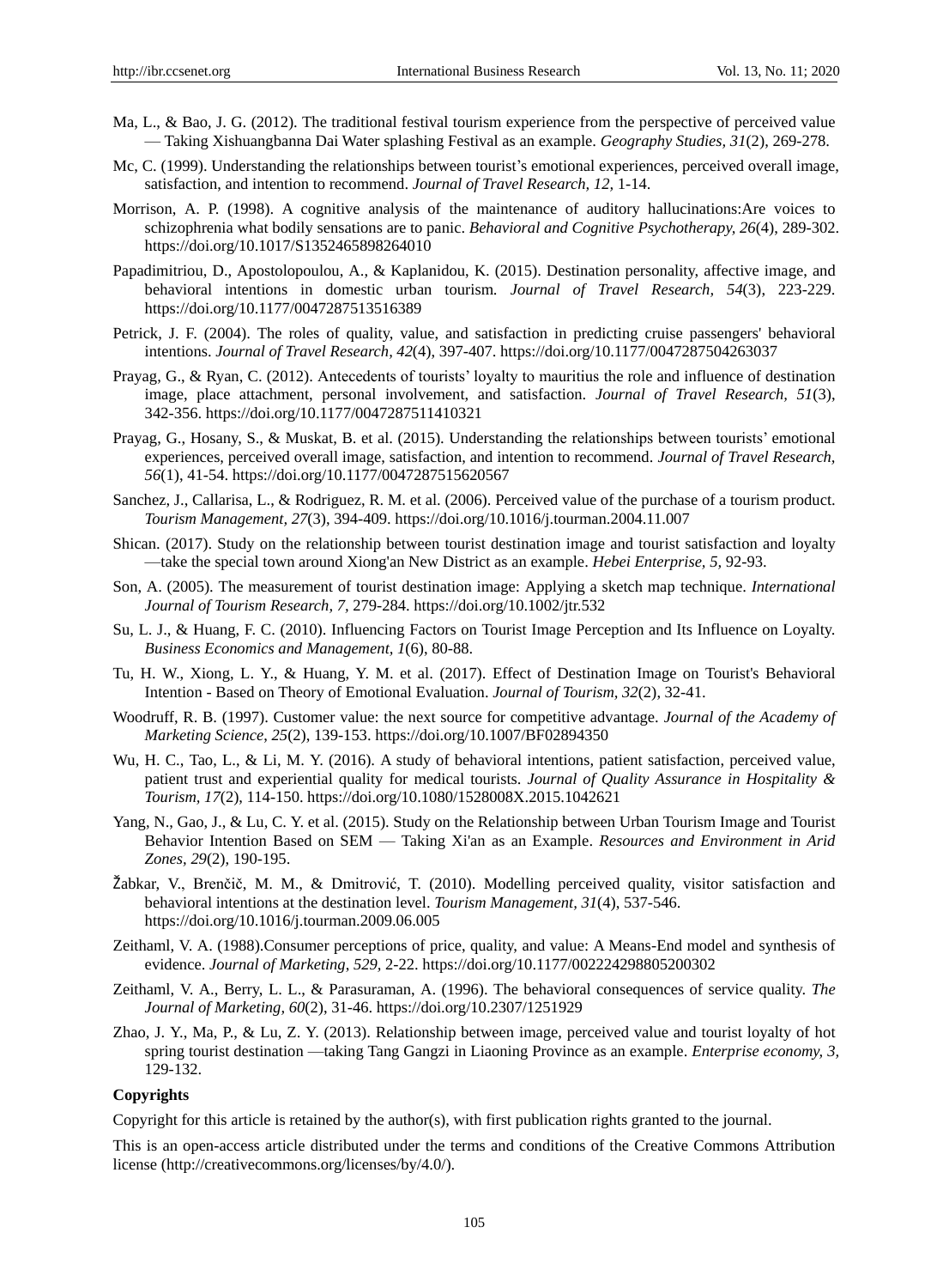Ma, L., & Bao, J. G. (2012). The traditional festival tourism experience from the perspective of perceived value — Taking Xishuangbanna Dai Water splashing Festival as an example. *Geography Studies, 31*(2), 269-278.

Mc, C. (1999). Understanding the relationships between tourist's emotional experiences, perceived overall image, satisfaction, and intention to recommend. *Journal of Travel Research, 12,* 1-14.

Morrison, A. P. (1998). A cognitive analysis of the maintenance of auditory hallucinations:Are voices to schizophrenia what bodily sensations are to panic. *Behavioral and Cognitive Psychotherapy, 26*(4), 289-302. https://doi.org/10.1017/S1352465898264010

Papadimitriou, D., Apostolopoulou, A., & Kaplanidou, K. (2015). Destination personality, affective image, and behavioral intentions in domestic urban tourism. *Journal of Travel Research, 54*(3), 223-229. https://doi.org/10.1177/0047287513516389

Petrick, J. F. (2004). The roles of quality, value, and satisfaction in predicting cruise passengers' behavioral intentions. *Journal of Travel Research, 42*(4), 397-407. https://doi.org/10.1177/0047287504263037

Prayag, G., & Ryan, C. (2012). Antecedents of tourists' loyalty to mauritius the role and influence of destination image, place attachment, personal involvement, and satisfaction. *Journal of Travel Research, 51*(3), 342-356. https://doi.org/10.1177/0047287511410321

Prayag, G., Hosany, S., & Muskat, B. et al. (2015). Understanding the relationships between tourists' emotional experiences, perceived overall image, satisfaction, and intention to recommend. *Journal of Travel Research, 56*(1), 41-54. https://doi.org/10.1177/0047287515620567

Sanchez, J., Callarisa, L., & Rodriguez, R. M. et al. (2006). Perceived value of the purchase of a tourism product. *Tourism Management, 27*(3), 394-409. https://doi.org/10.1016/j.tourman.2004.11.007

Shican. (2017). Study on the relationship between tourist destination image and tourist satisfaction and loyalty —take the special town around Xiong'an New District as an example. *Hebei Enterprise, 5,* 92-93.

Son, A. (2005). The measurement of tourist destination image: Applying a sketch map technique. *International Journal of Tourism Research, 7,* 279-284. https://doi.org/10.1002/jtr.532

Su, L. J., & Huang, F. C. (2010). Influencing Factors on Tourist Image Perception and Its Influence on Loyalty. *Business Economics and Management, 1*(6), 80-88.

Tu, H. W., Xiong, L. Y., & Huang, Y. M. et al. (2017). Effect of Destination Image on Tourist's Behavioral Intention - Based on Theory of Emotional Evaluation. *Journal of Tourism, 32*(2), 32-41.

Woodruff, R. B. (1997). Customer value: the next source for competitive advantage. *Journal of the Academy of Marketing Science, 25*(2), 139-153. https://doi.org/10.1007/BF02894350

Wu, H. C., Tao, L., & Li, M. Y. (2016). A study of behavioral intentions, patient satisfaction, perceived value, patient trust and experiential quality for medical tourists. *Journal of Quality Assurance in Hospitality & Tourism, 17*(2), 114-150. https://doi.org/10.1080/1528008X.2015.1042621

Yang, N., Gao, J., & Lu, C. Y. et al. (2015). Study on the Relationship between Urban Tourism Image and Tourist Behavior Intention Based on SEM — Taking Xi'an as an Example. *Resources and Environment in Arid Zones, 29*(2), 190-195.

Žabkar, V., Brenčič, M. M., & Dmitrović, T. (2010). Modelling perceived quality, visitor satisfaction and behavioral intentions at the destination level. *Tourism Management, 31*(4), 537-546. https://doi.org/10.1016/j.tourman.2009.06.005

Zeithaml, V. A. (1988).Consumer perceptions of price, quality, and value: A Means-End model and synthesis of evidence. *Journal of Marketing, 529,* 2-22. https://doi.org/10.1177/002224298805200302

Zeithaml, V. A., Berry, L. L., & Parasuraman, A. (1996). The behavioral consequences of service quality. *The Journal of Marketing, 60*(2), 31-46. https://doi.org/10.2307/1251929

Zhao, J. Y., Ma, P., & Lu, Z. Y. (2013). Relationship between image, perceived value and tourist loyalty of hot spring tourist destination —taking Tang Gangzi in Liaoning Province as an example. *Enterprise economy, 3,* 129-132.

**Copyrights**

Copyright for this article is retained by the author(s), with first publication rights granted to the journal.

This is an open-access article distributed under the terms and conditions of the Creative Commons Attribution license (http://creativecommons.org/licenses/by/4.0/).